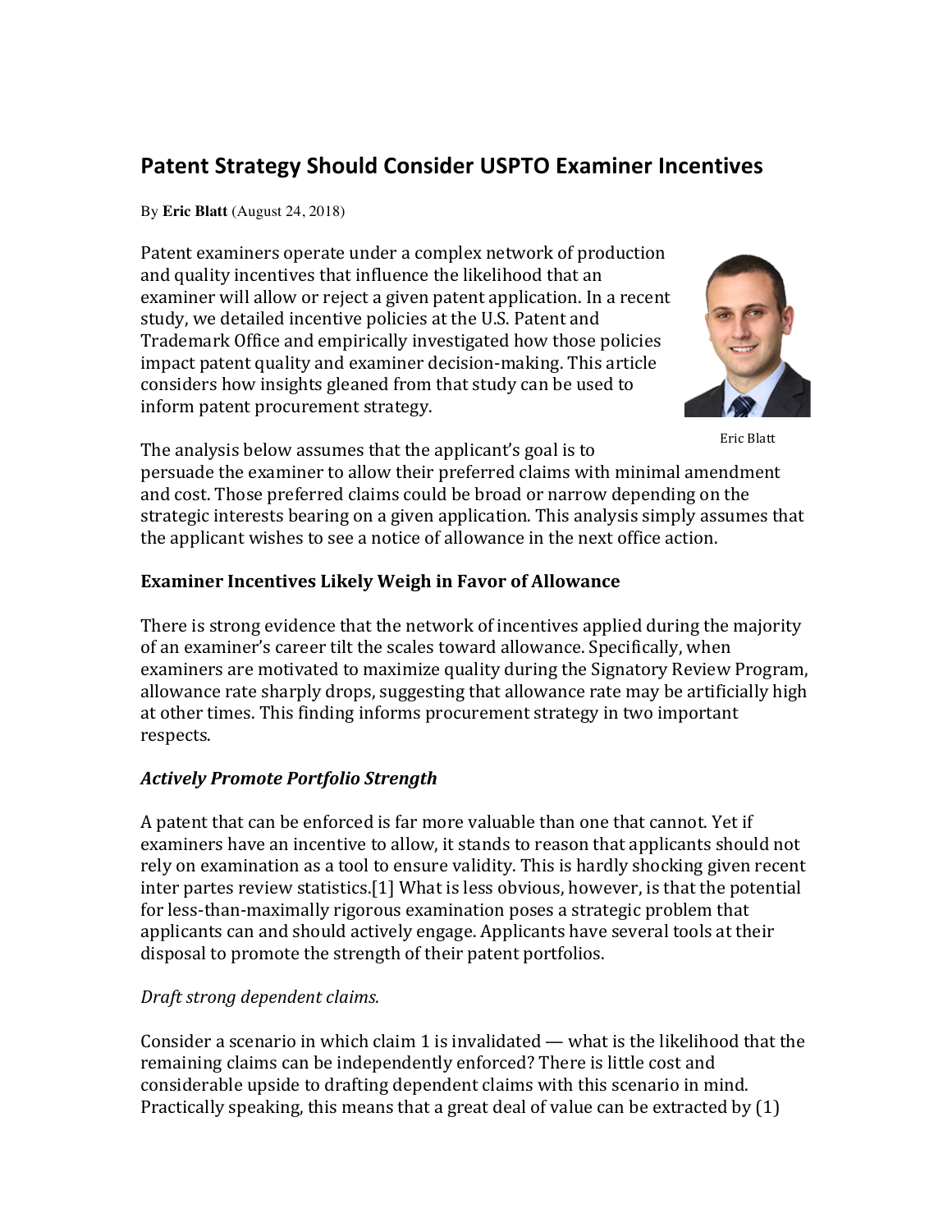# Patent Strategy Should Consider USPTO Examiner Incentives

By **Eric Blatt** (August 24, 2018)

Patent examiners operate under a complex network of production and quality incentives that influence the likelihood that an examiner will allow or reject a given patent application. In a recent study, we detailed incentive policies at the U.S. Patent and Trademark Office and empirically investigated how those policies impact patent quality and examiner decision-making. This article considers how insights gleaned from that study can be used to inform patent procurement strategy.

Eric Blatt

The analysis below assumes that the applicant's goal is to persuade the examiner to allow their preferred claims with minimal amendment and cost. Those preferred claims could be broad or narrow depending on the strategic interests bearing on a given application. This analysis simply assumes that the applicant wishes to see a notice of allowance in the next office action.

### Examiner Incentives Likely Weigh in Favor of Allowance

There is strong evidence that the network of incentives applied during the majority of an examiner's career tilt the scales toward allowance. Specifically, when examiners are motivated to maximize quality during the Signatory Review Program, allowance rate sharply drops, suggesting that allowance rate may be artificially high at other times. This finding informs procurement strategy in two important respects.

#### *Actively Promote Portfolio Strength*

A patent that can be enforced is far more valuable than one that cannot. Yet if examiners have an incentive to allow, it stands to reason that applicants should not rely on examination as a tool to ensure validity. This is hardly shocking given recent inter partes review statistics.[1] What is less obvious, however, is that the potential for less-than-maximally rigorous examination poses a strategic problem that applicants can and should actively engage. Applicants have several tools at their disposal to promote the strength of their patent portfolios.

*Draft strong dependent claims.*

Consider a scenario in which claim 1 is invalidated — what is the likelihood that the remaining claims can be independently enforced? There is little cost and considerable upside to drafting dependent claims with this scenario in mind. Practically speaking, this means that a great deal of value can be extracted by (1)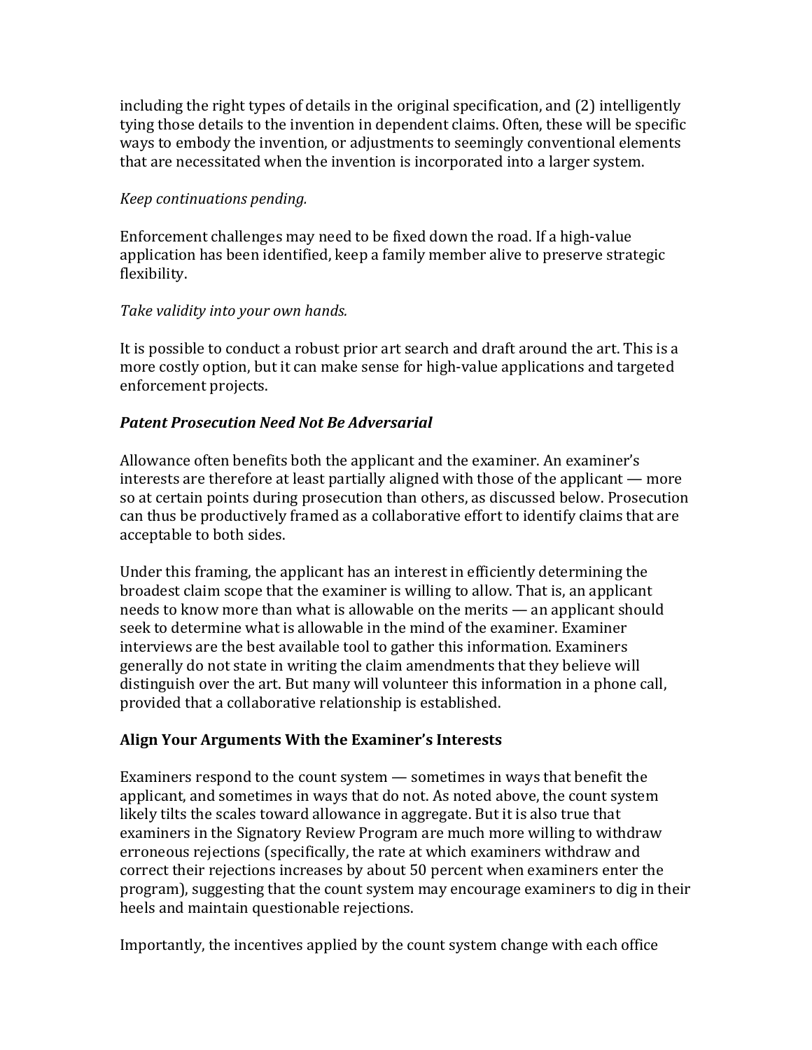including the right types of details in the original specification, and (2) intelligently tying those details to the invention in dependent claims. Often, these will be specific ways to embody the invention, or adjustments to seemingly conventional elements that are necessitated when the invention is incorporated into a larger system.

*Keep continuations pending.*

Enforcement challenges may need to be fixed down the road. If a high-value application has been identified, keep a family member alive to preserve strategic flexibility.

*Take validity into your own hands.*

It is possible to conduct a robust prior art search and draft around the art. This is a more costly option, but it can make sense for high-value applications and targeted enforcement projects.

***Patent Prosecution Need Not Be Adversarial***

Allowance often benefits both the applicant and the examiner. An examiner's interests are therefore at least partially aligned with those of the applicant — more so at certain points during prosecution than others, as discussed below. Prosecution can thus be productively framed as a collaborative effort to identify claims that are acceptable to both sides.

Under this framing, the applicant has an interest in efficiently determining the broadest claim scope that the examiner is willing to allow. That is, an applicant needs to know more than what is allowable on the merits — an applicant should seek to determine what is allowable in the mind of the examiner. Examiner interviews are the best available tool to gather this information. Examiners generally do not state in writing the claim amendments that they believe will distinguish over the art. But many will volunteer this information in a phone call, provided that a collaborative relationship is established.

**Align Your Arguments With the Examiner's Interests**

Examiners respond to the count system — sometimes in ways that benefit the applicant, and sometimes in ways that do not. As noted above, the count system likely tilts the scales toward allowance in aggregate. But it is also true that examiners in the Signatory Review Program are much more willing to withdraw erroneous rejections (specifically, the rate at which examiners withdraw and correct their rejections increases by about 50 percent when examiners enter the program), suggesting that the count system may encourage examiners to dig in their heels and maintain questionable rejections.

Importantly, the incentives applied by the count system change with each office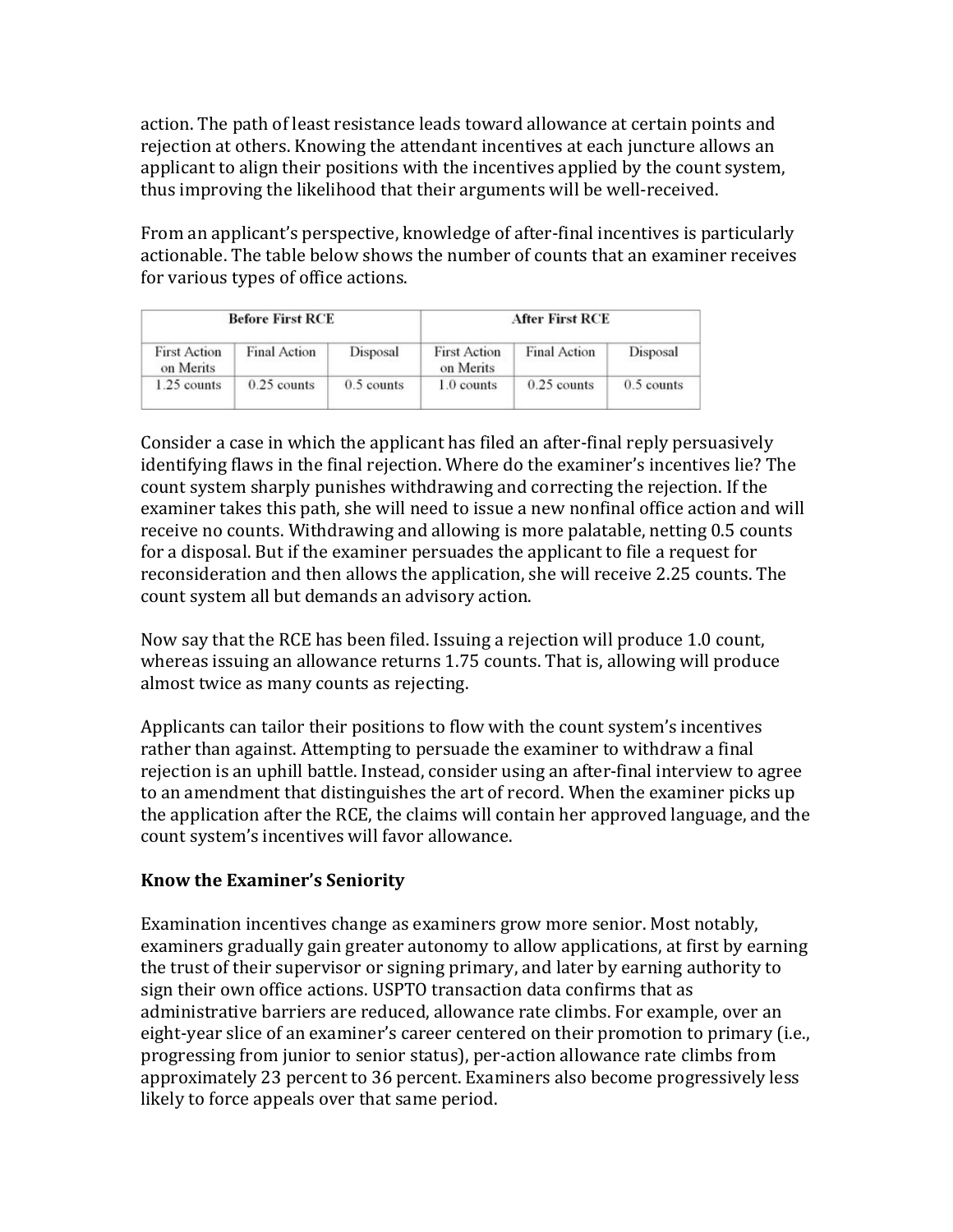action. The path of least resistance leads toward allowance at certain points and rejection at others. Knowing the attendant incentives at each juncture allows an applicant to align their positions with the incentives applied by the count system, thus improving the likelihood that their arguments will be well-received.

From an applicant's perspective, knowledge of after-final incentives is particularly actionable. The table below shows the number of counts that an examiner receives for various types of office actions.

| Before First RCE | | | After First RCE | | |
|---|---|---|---|---|---|
| First Action on Merits | Final Action | Disposal | First Action on Merits | Final Action | Disposal |
| 1.25 counts | 0.25 counts | 0.5 counts | 1.0 counts | 0.25 counts | 0.5 counts |

Consider a case in which the applicant has filed an after-final reply persuasively identifying flaws in the final rejection. Where do the examiner's incentives lie? The count system sharply punishes withdrawing and correcting the rejection. If the examiner takes this path, she will need to issue a new nonfinal office action and will receive no counts. Withdrawing and allowing is more palatable, netting 0.5 counts for a disposal. But if the examiner persuades the applicant to file a request for reconsideration and then allows the application, she will receive 2.25 counts. The count system all but demands an advisory action.

Now say that the RCE has been filed. Issuing a rejection will produce 1.0 count, whereas issuing an allowance returns 1.75 counts. That is, allowing will produce almost twice as many counts as rejecting.

Applicants can tailor their positions to flow with the count system's incentives rather than against. Attempting to persuade the examiner to withdraw a final rejection is an uphill battle. Instead, consider using an after-final interview to agree to an amendment that distinguishes the art of record. When the examiner picks up the application after the RCE, the claims will contain her approved language, and the count system's incentives will favor allowance.

**Know the Examiner's Seniority**

Examination incentives change as examiners grow more senior. Most notably, examiners gradually gain greater autonomy to allow applications, at first by earning the trust of their supervisor or signing primary, and later by earning authority to sign their own office actions. USPTO transaction data confirms that as administrative barriers are reduced, allowance rate climbs. For example, over an eight-year slice of an examiner's career centered on their promotion to primary (i.e., progressing from junior to senior status), per-action allowance rate climbs from approximately 23 percent to 36 percent. Examiners also become progressively less likely to force appeals over that same period.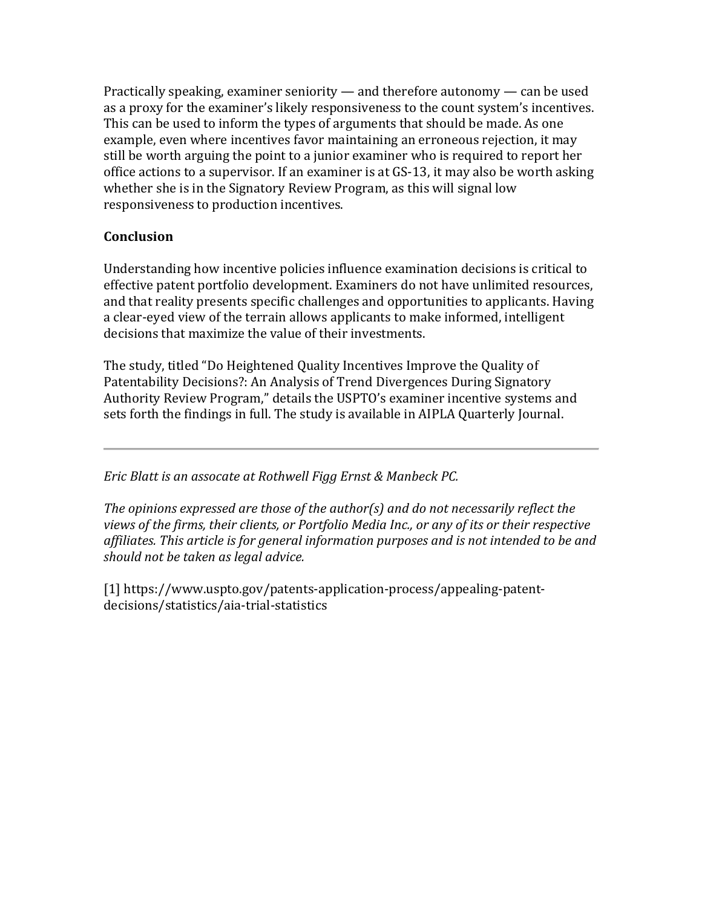Practically speaking, examiner seniority — and therefore autonomy — can be used as a proxy for the examiner's likely responsiveness to the count system's incentives. This can be used to inform the types of arguments that should be made. As one example, even where incentives favor maintaining an erroneous rejection, it may still be worth arguing the point to a junior examiner who is required to report her office actions to a supervisor. If an examiner is at GS-13, it may also be worth asking whether she is in the Signatory Review Program, as this will signal low responsiveness to production incentives.

**Conclusion**

Understanding how incentive policies influence examination decisions is critical to effective patent portfolio development. Examiners do not have unlimited resources, and that reality presents specific challenges and opportunities to applicants. Having a clear-eyed view of the terrain allows applicants to make informed, intelligent decisions that maximize the value of their investments.

The study, titled "Do Heightened Quality Incentives Improve the Quality of Patentability Decisions?: An Analysis of Trend Divergences During Signatory Authority Review Program," details the USPTO's examiner incentive systems and sets forth the findings in full. The study is available in AIPLA Quarterly Journal.

---

*Eric Blatt is an assocate at Rothwell Figg Ernst & Manbeck PC.*

*The opinions expressed are those of the author(s) and do not necessarily reflect the views of the firms, their clients, or Portfolio Media Inc., or any of its or their respective affiliates. This article is for general information purposes and is not intended to be and should not be taken as legal advice.*

[1] https://www.uspto.gov/patents-application-process/appealing-patent-decisions/statistics/aia-trial-statistics